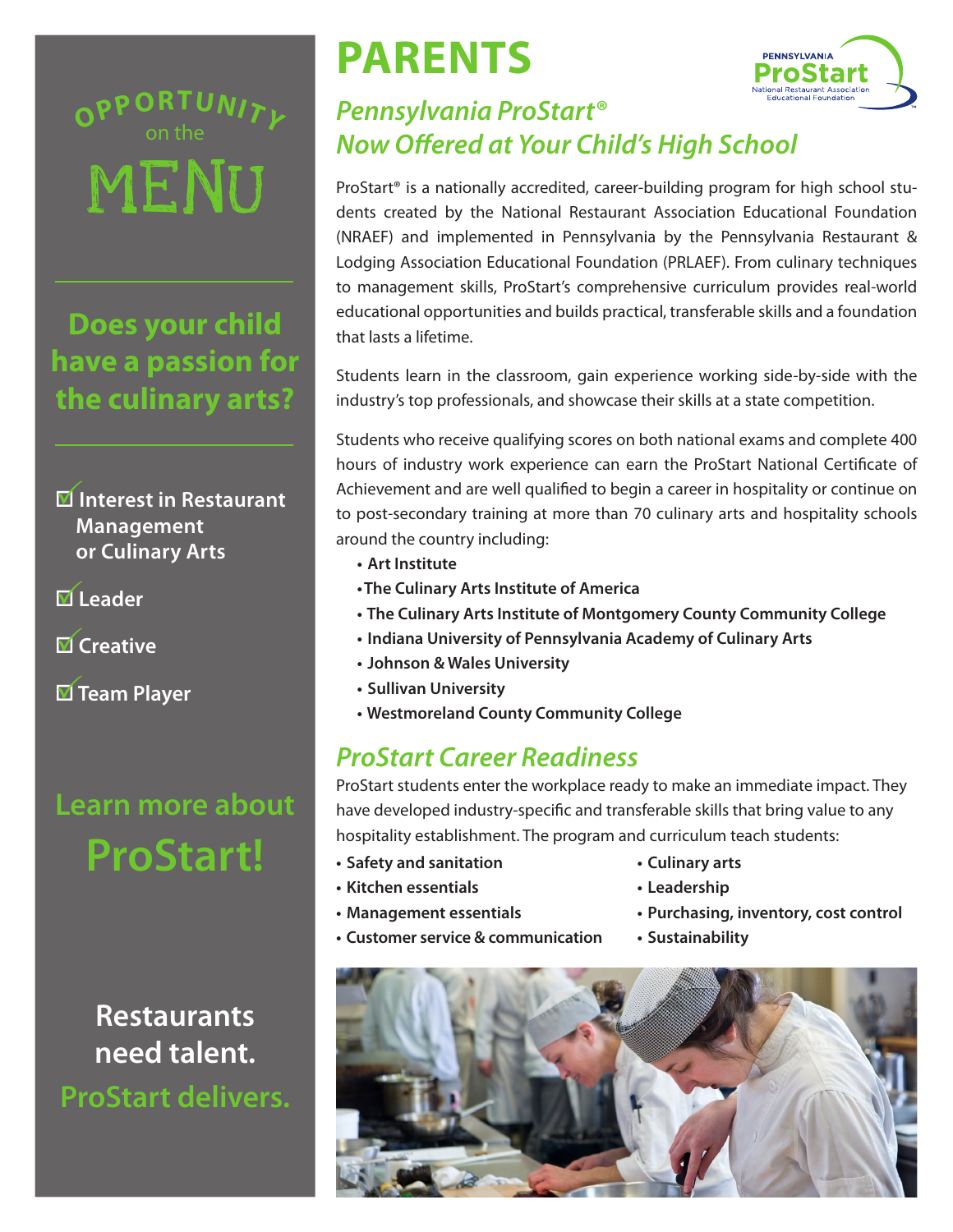# PARENTS

## *Pennsylvania ProStart®* *Now Offered at Your Child's High School*

ProStart® is a nationally accredited, career-building program for high school students created by the National Restaurant Association Educational Foundation (NRAEF) and implemented in Pennsylvania by the Pennsylvania Restaurant & Lodging Association Educational Foundation (PRLAEF). From culinary techniques to management skills, ProStart's comprehensive curriculum provides real-world educational opportunities and builds practical, transferable skills and a foundation that lasts a lifetime.

Students learn in the classroom, gain experience working side-by-side with the industry's top professionals, and showcase their skills at a state competition.

Students who receive qualifying scores on both national exams and complete 400 hours of industry work experience can earn the ProStart National Certificate of Achievement and are well qualified to begin a career in hospitality or continue on to post-secondary training at more than 70 culinary arts and hospitality schools around the country including:

- **Art Institute**
- **The Culinary Arts Institute of America**
- **The Culinary Arts Institute of Montgomery County Community College**
- **Indiana University of Pennsylvania Academy of Culinary Arts**
- **Johnson & Wales University**
- **Sullivan University**
- **Westmoreland County Community College**

## *ProStart Career Readiness*

ProStart students enter the workplace ready to make an immediate impact. They have developed industry-specific and transferable skills that bring value to any hospitality establishment. The program and curriculum teach students:

- **Safety and sanitation**
- **Kitchen essentials**
- **Management essentials**
- **Customer service & communication**
- **Culinary arts**
- **Leadership**
- **Purchasing, inventory, cost control**
- **Sustainability**

OPPORTUNITY on the MENU

## Does your child have a passion for the culinary arts?

- ☑ Interest in Restaurant Management or Culinary Arts
- ☑ Leader
- ☑ Creative
- ☑ Team Player

## Learn more about ProStart!

**Restaurants need talent.**
**ProStart delivers.**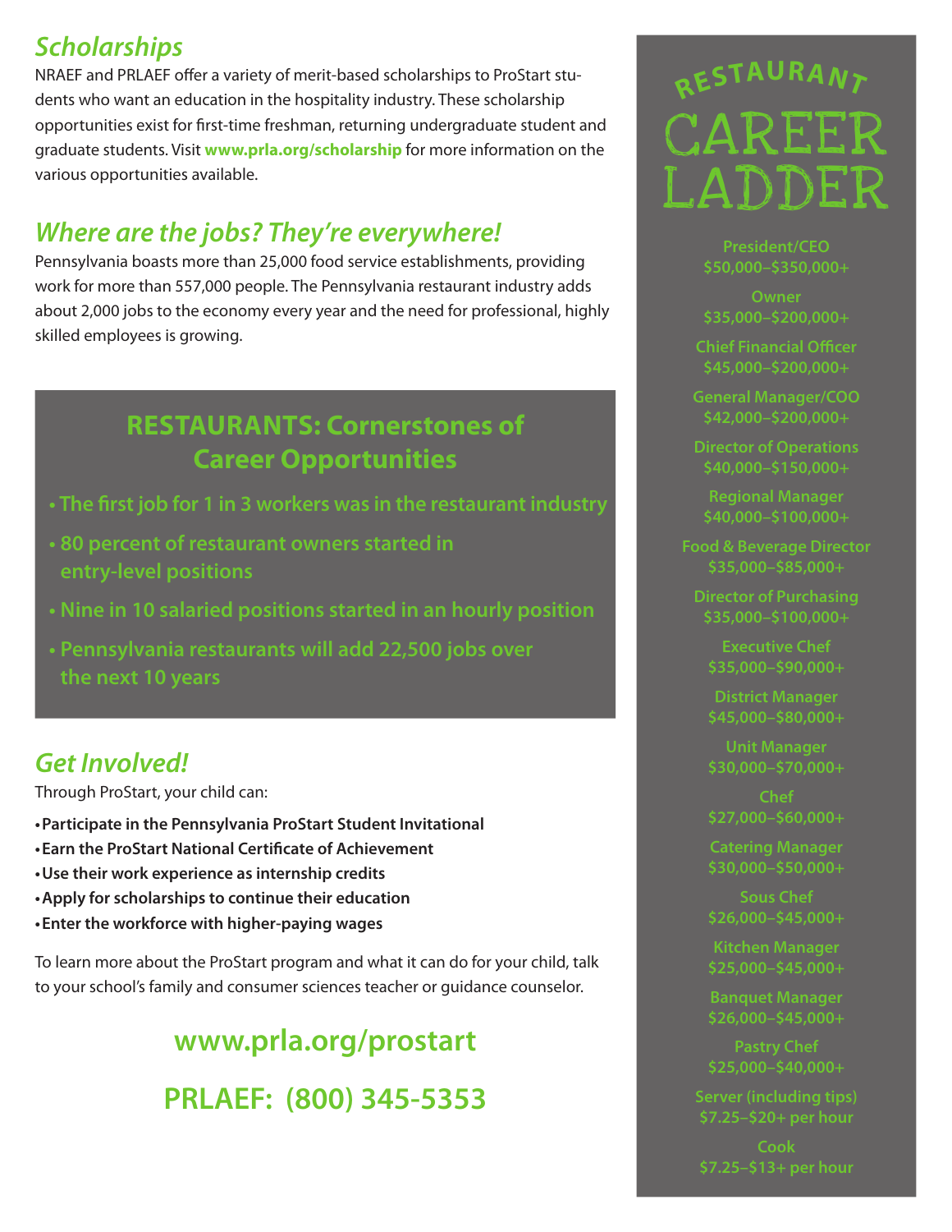## Scholarships

NRAEF and PRLAEF offer a variety of merit-based scholarships to ProStart students who want an education in the hospitality industry. These scholarship opportunities exist for first-time freshman, returning undergraduate student and graduate students. Visit **www.prla.org/scholarship** for more information on the various opportunities available.

## Where are the jobs? They're everywhere!

Pennsylvania boasts more than 25,000 food service establishments, providing work for more than 557,000 people. The Pennsylvania restaurant industry adds about 2,000 jobs to the economy every year and the need for professional, highly skilled employees is growing.

### RESTAURANTS: Cornerstones of Career Opportunities

- The first job for 1 in 3 workers was in the restaurant industry
- 80 percent of restaurant owners started in entry-level positions
- Nine in 10 salaried positions started in an hourly position
- Pennsylvania restaurants will add 22,500 jobs over the next 10 years

## Get Involved!

Through ProStart, your child can:

- **Participate in the Pennsylvania ProStart Student Invitational**
- **Earn the ProStart National Certificate of Achievement**
- **Use their work experience as internship credits**
- **Apply for scholarships to continue their education**
- **Enter the workforce with higher-paying wages**

To learn more about the ProStart program and what it can do for your child, talk to your school's family and consumer sciences teacher or guidance counselor.

**www.prla.org/prostart**

**PRLAEF: (800) 345-5353**

## RESTAURANT CAREER LADDER

President/CEO
$50,000–$350,000+

Owner
$35,000–$200,000+

Chief Financial Officer
$45,000–$200,000+

General Manager/COO
$42,000–$200,000+

Director of Operations
$40,000–$150,000+

Regional Manager
$40,000–$100,000+

Food & Beverage Director
$35,000–$85,000+

Director of Purchasing
$35,000–$100,000+

Executive Chef
$35,000–$90,000+

District Manager
$45,000–$80,000+

Unit Manager
$30,000–$70,000+

Chef
$27,000–$60,000+

Catering Manager
$30,000–$50,000+

Sous Chef
$26,000–$45,000+

Kitchen Manager
$25,000–$45,000+

Banquet Manager
$26,000–$45,000+

Pastry Chef
$25,000–$40,000+

Server (including tips)
$7.25–$20+ per hour

Cook
$7.25–$13+ per hour